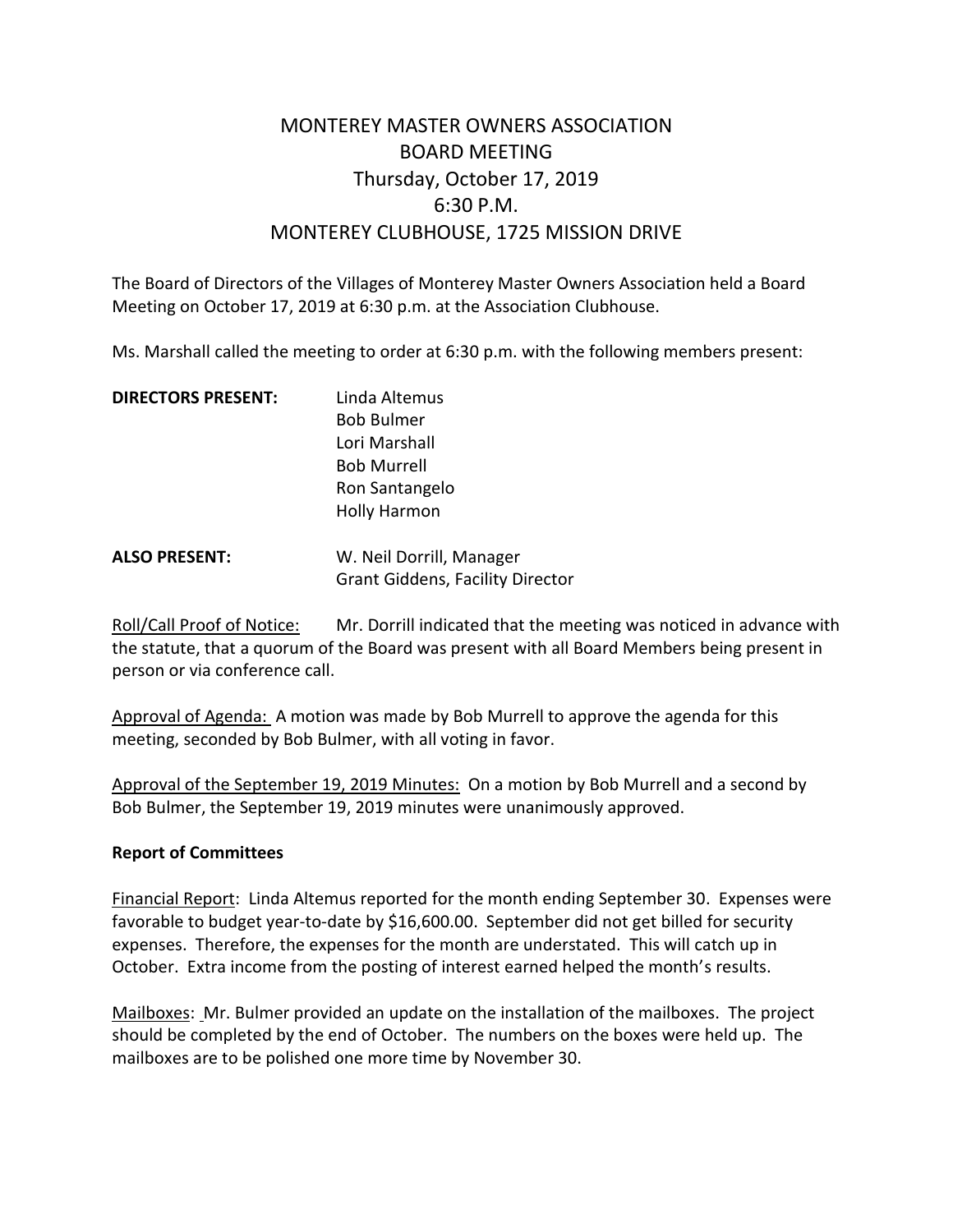# MONTEREY MASTER OWNERS ASSOCIATION
## BOARD MEETING
## Thursday, October 17, 2019
## 6:30 P.M.
## MONTEREY CLUBHOUSE, 1725 MISSION DRIVE

The Board of Directors of the Villages of Monterey Master Owners Association held a Board Meeting on October 17, 2019 at 6:30 p.m. at the Association Clubhouse.

Ms. Marshall called the meeting to order at 6:30 p.m. with the following members present:

**DIRECTORS PRESENT:**
Linda Altemus
Bob Bulmer
Lori Marshall
Bob Murrell
Ron Santangelo
Holly Harmon

**ALSO PRESENT:**
W. Neil Dorrill, Manager
Grant Giddens, Facility Director

Roll/Call Proof of Notice: Mr. Dorrill indicated that the meeting was noticed in advance with the statute, that a quorum of the Board was present with all Board Members being present in person or via conference call.

Approval of Agenda: A motion was made by Bob Murrell to approve the agenda for this meeting, seconded by Bob Bulmer, with all voting in favor.

Approval of the September 19, 2019 Minutes: On a motion by Bob Murrell and a second by Bob Bulmer, the September 19, 2019 minutes were unanimously approved.

**Report of Committees**

Financial Report: Linda Altemus reported for the month ending September 30. Expenses were favorable to budget year-to-date by $16,600.00. September did not get billed for security expenses. Therefore, the expenses for the month are understated. This will catch up in October. Extra income from the posting of interest earned helped the month's results.

Mailboxes: Mr. Bulmer provided an update on the installation of the mailboxes. The project should be completed by the end of October. The numbers on the boxes were held up. The mailboxes are to be polished one more time by November 30.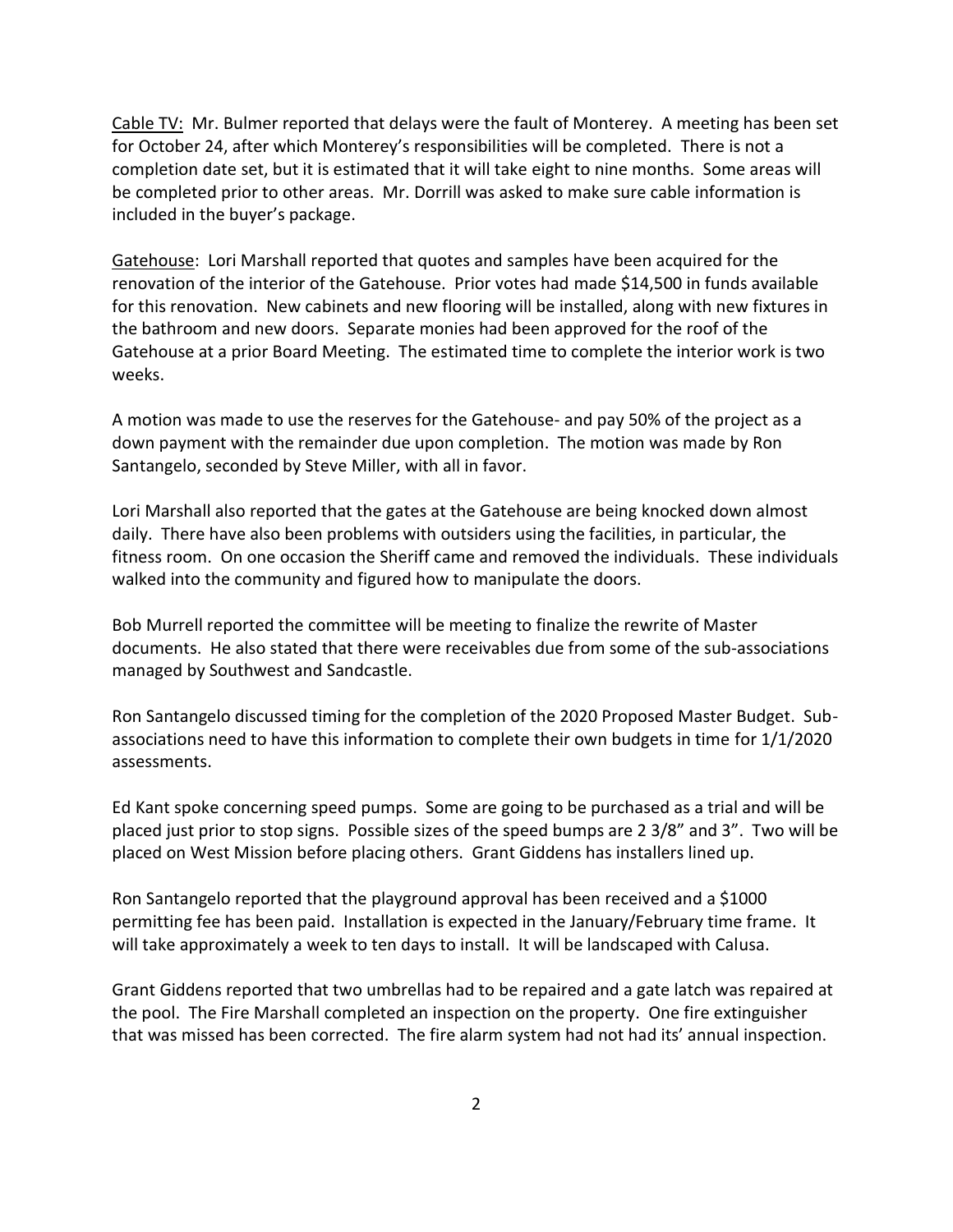Cable TV: Mr. Bulmer reported that delays were the fault of Monterey. A meeting has been set for October 24, after which Monterey's responsibilities will be completed. There is not a completion date set, but it is estimated that it will take eight to nine months. Some areas will be completed prior to other areas. Mr. Dorrill was asked to make sure cable information is included in the buyer's package.

Gatehouse: Lori Marshall reported that quotes and samples have been acquired for the renovation of the interior of the Gatehouse. Prior votes had made $14,500 in funds available for this renovation. New cabinets and new flooring will be installed, along with new fixtures in the bathroom and new doors. Separate monies had been approved for the roof of the Gatehouse at a prior Board Meeting. The estimated time to complete the interior work is two weeks.

A motion was made to use the reserves for the Gatehouse- and pay 50% of the project as a down payment with the remainder due upon completion. The motion was made by Ron Santangelo, seconded by Steve Miller, with all in favor.

Lori Marshall also reported that the gates at the Gatehouse are being knocked down almost daily. There have also been problems with outsiders using the facilities, in particular, the fitness room. On one occasion the Sheriff came and removed the individuals. These individuals walked into the community and figured how to manipulate the doors.

Bob Murrell reported the committee will be meeting to finalize the rewrite of Master documents. He also stated that there were receivables due from some of the sub-associations managed by Southwest and Sandcastle.

Ron Santangelo discussed timing for the completion of the 2020 Proposed Master Budget. Sub-associations need to have this information to complete their own budgets in time for 1/1/2020 assessments.

Ed Kant spoke concerning speed pumps. Some are going to be purchased as a trial and will be placed just prior to stop signs. Possible sizes of the speed bumps are 2 3/8" and 3". Two will be placed on West Mission before placing others. Grant Giddens has installers lined up.

Ron Santangelo reported that the playground approval has been received and a $1000 permitting fee has been paid. Installation is expected in the January/February time frame. It will take approximately a week to ten days to install. It will be landscaped with Calusa.

Grant Giddens reported that two umbrellas had to be repaired and a gate latch was repaired at the pool. The Fire Marshall completed an inspection on the property. One fire extinguisher that was missed has been corrected. The fire alarm system had not had its' annual inspection.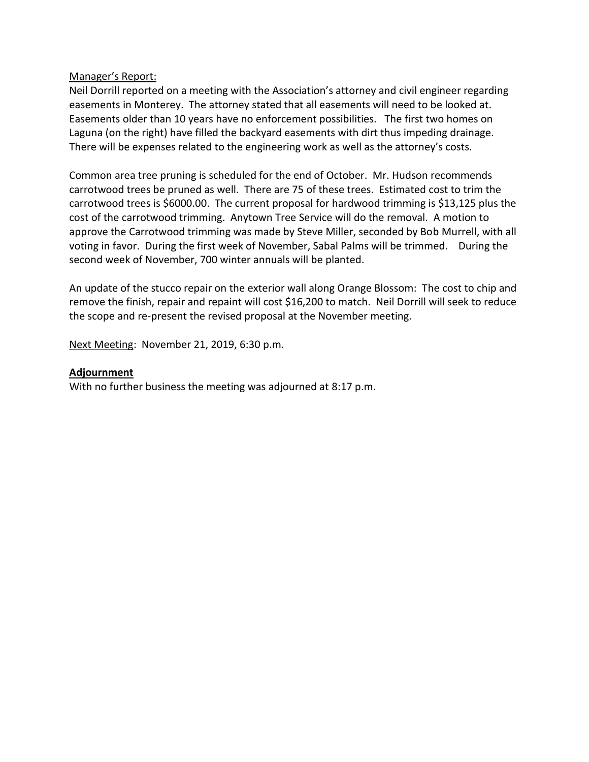Manager's Report:

Neil Dorrill reported on a meeting with the Association's attorney and civil engineer regarding easements in Monterey. The attorney stated that all easements will need to be looked at. Easements older than 10 years have no enforcement possibilities. The first two homes on Laguna (on the right) have filled the backyard easements with dirt thus impeding drainage. There will be expenses related to the engineering work as well as the attorney's costs.

Common area tree pruning is scheduled for the end of October. Mr. Hudson recommends carrotwood trees be pruned as well. There are 75 of these trees. Estimated cost to trim the carrotwood trees is $6000.00. The current proposal for hardwood trimming is $13,125 plus the cost of the carrotwood trimming. Anytown Tree Service will do the removal. A motion to approve the Carrotwood trimming was made by Steve Miller, seconded by Bob Murrell, with all voting in favor. During the first week of November, Sabal Palms will be trimmed. During the second week of November, 700 winter annuals will be planted.

An update of the stucco repair on the exterior wall along Orange Blossom: The cost to chip and remove the finish, repair and repaint will cost $16,200 to match. Neil Dorrill will seek to reduce the scope and re-present the revised proposal at the November meeting.

Next Meeting: November 21, 2019, 6:30 p.m.

**Adjournment**

With no further business the meeting was adjourned at 8:17 p.m.